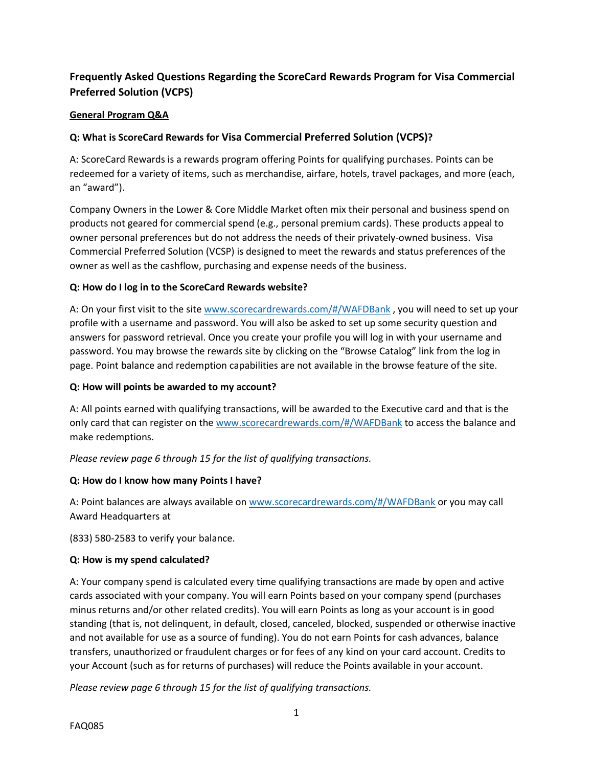# Frequently Asked Questions Regarding the ScoreCard Rewards Program for Visa Commercial Preferred Solution (VCPS)

## General Program Q&A

### Q: What is ScoreCard Rewards for Visa Commercial Preferred Solution (VCPS)?

A: ScoreCard Rewards is a rewards program offering Points for qualifying purchases. Points can be redeemed for a variety of items, such as merchandise, airfare, hotels, travel packages, and more (each, an "award").

Company Owners in the Lower & Core Middle Market often mix their personal and business spend on products not geared for commercial spend (e.g., personal premium cards). These products appeal to owner personal preferences but do not address the needs of their privately-owned business. Visa Commercial Preferred Solution (VCSP) is designed to meet the rewards and status preferences of the owner as well as the cashflow, purchasing and expense needs of the business.

### Q: How do I log in to the ScoreCard Rewards website?

A: On your first visit to the site [www.scorecardrewards.com/#/WAFDBank](http://www.scorecardrewards.com/#/WAFDBank) , you will need to set up your profile with a username and password. You will also be asked to set up some security question and answers for password retrieval. Once you create your profile you will log in with your username and password. You may browse the rewards site by clicking on the "Browse Catalog" link from the log in page. Point balance and redemption capabilities are not available in the browse feature of the site.

### Q: How will points be awarded to my account?

A: All points earned with qualifying transactions, will be awarded to the Executive card and that is the only card that can register on the [www.scorecardrewards.com/#/WAFDBank](http://www.scorecardrewards.com/#/WAFDBank) to access the balance and make redemptions.

*Please review page 6 through 15 for the list of qualifying transactions.*

### Q: How do I know how many Points I have?

A: Point balances are always available on [www.scorecardrewards.com/#/WAFDBank](http://www.scorecardrewards.com/#/WAFDBank) or you may call Award Headquarters at

(833) 580-2583 to verify your balance.

### Q: How is my spend calculated?

A: Your company spend is calculated every time qualifying transactions are made by open and active cards associated with your company. You will earn Points based on your company spend (purchases minus returns and/or other related credits). You will earn Points as long as your account is in good standing (that is, not delinquent, in default, closed, canceled, blocked, suspended or otherwise inactive and not available for use as a source of funding). You do not earn Points for cash advances, balance transfers, unauthorized or fraudulent charges or for fees of any kind on your card account. Credits to your Account (such as for returns of purchases) will reduce the Points available in your account.

*Please review page 6 through 15 for the list of qualifying transactions.*

FAQ085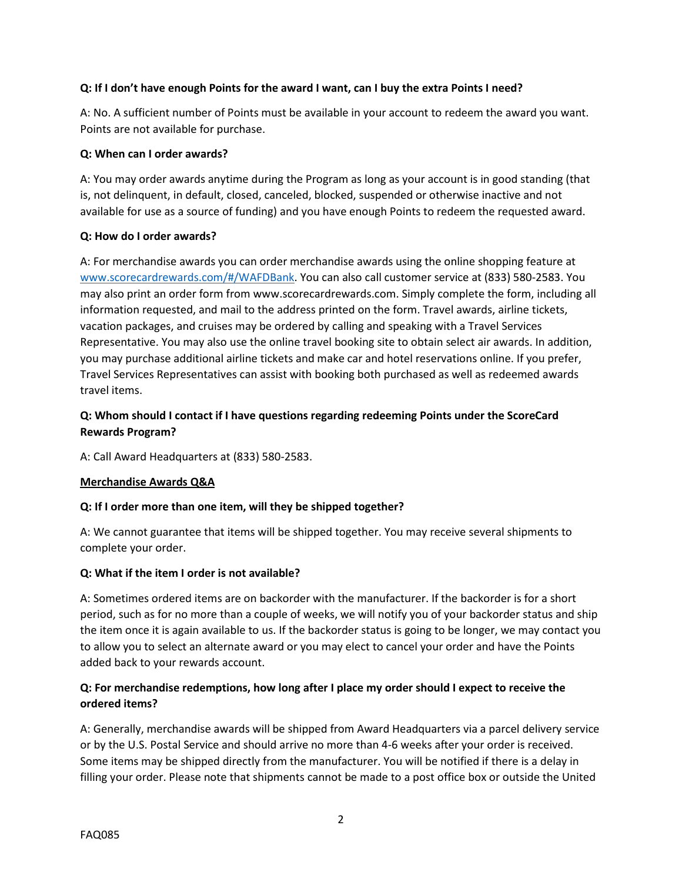**Q: If I don't have enough Points for the award I want, can I buy the extra Points I need?**

A: No. A sufficient number of Points must be available in your account to redeem the award you want. Points are not available for purchase.

**Q: When can I order awards?**

A: You may order awards anytime during the Program as long as your account is in good standing (that is, not delinquent, in default, closed, canceled, blocked, suspended or otherwise inactive and not available for use as a source of funding) and you have enough Points to redeem the requested award.

**Q: How do I order awards?**

A: For merchandise awards you can order merchandise awards using the online shopping feature at [www.scorecardrewards.com/#/WAFDBank](www.scorecardrewards.com/#/WAFDBank). You can also call customer service at (833) 580-2583. You may also print an order form from www.scorecardrewards.com. Simply complete the form, including all information requested, and mail to the address printed on the form. Travel awards, airline tickets, vacation packages, and cruises may be ordered by calling and speaking with a Travel Services Representative. You may also use the online travel booking site to obtain select air awards. In addition, you may purchase additional airline tickets and make car and hotel reservations online. If you prefer, Travel Services Representatives can assist with booking both purchased as well as redeemed awards travel items.

**Q: Whom should I contact if I have questions regarding redeeming Points under the ScoreCard Rewards Program?**

A: Call Award Headquarters at (833) 580-2583.

**<u>Merchandise Awards Q&A</u>**

**Q: If I order more than one item, will they be shipped together?**

A: We cannot guarantee that items will be shipped together. You may receive several shipments to complete your order.

**Q: What if the item I order is not available?**

A: Sometimes ordered items are on backorder with the manufacturer. If the backorder is for a short period, such as for no more than a couple of weeks, we will notify you of your backorder status and ship the item once it is again available to us. If the backorder status is going to be longer, we may contact you to allow you to select an alternate award or you may elect to cancel your order and have the Points added back to your rewards account.

**Q: For merchandise redemptions, how long after I place my order should I expect to receive the ordered items?**

A: Generally, merchandise awards will be shipped from Award Headquarters via a parcel delivery service or by the U.S. Postal Service and should arrive no more than 4-6 weeks after your order is received. Some items may be shipped directly from the manufacturer. You will be notified if there is a delay in filling your order. Please note that shipments cannot be made to a post office box or outside the United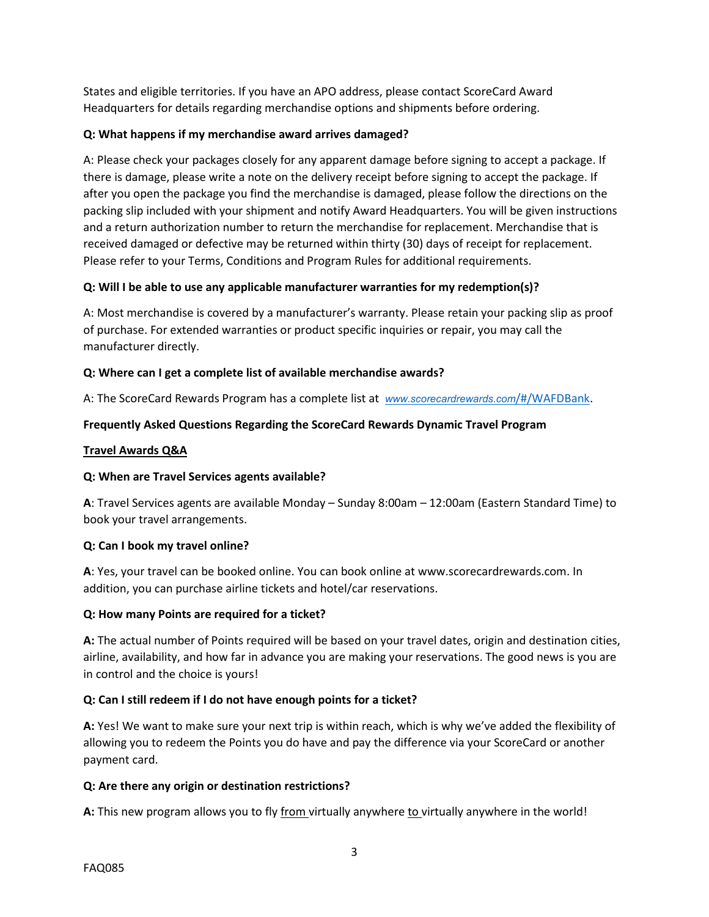States and eligible territories. If you have an APO address, please contact ScoreCard Award Headquarters for details regarding merchandise options and shipments before ordering.

**Q: What happens if my merchandise award arrives damaged?**

A: Please check your packages closely for any apparent damage before signing to accept a package. If there is damage, please write a note on the delivery receipt before signing to accept the package. If after you open the package you find the merchandise is damaged, please follow the directions on the packing slip included with your shipment and notify Award Headquarters. You will be given instructions and a return authorization number to return the merchandise for replacement. Merchandise that is received damaged or defective may be returned within thirty (30) days of receipt for replacement. Please refer to your Terms, Conditions and Program Rules for additional requirements.

**Q: Will I be able to use any applicable manufacturer warranties for my redemption(s)?**

A: Most merchandise is covered by a manufacturer's warranty. Please retain your packing slip as proof of purchase. For extended warranties or product specific inquiries or repair, you may call the manufacturer directly.

**Q: Where can I get a complete list of available merchandise awards?**

A: The ScoreCard Rewards Program has a complete list at *www.scorecardrewards.com*/#/WAFDBank.

**Frequently Asked Questions Regarding the ScoreCard Rewards Dynamic Travel Program**

**Travel Awards Q&A**

**Q: When are Travel Services agents available?**

**A**: Travel Services agents are available Monday – Sunday 8:00am – 12:00am (Eastern Standard Time) to book your travel arrangements.

**Q: Can I book my travel online?**

**A**: Yes, your travel can be booked online. You can book online at www.scorecardrewards.com. In addition, you can purchase airline tickets and hotel/car reservations.

**Q: How many Points are required for a ticket?**

**A:** The actual number of Points required will be based on your travel dates, origin and destination cities, airline, availability, and how far in advance you are making your reservations. The good news is you are in control and the choice is yours!

**Q: Can I still redeem if I do not have enough points for a ticket?**

**A:** Yes! We want to make sure your next trip is within reach, which is why we've added the flexibility of allowing you to redeem the Points you do have and pay the difference via your ScoreCard or another payment card.

**Q: Are there any origin or destination restrictions?**

**A:** This new program allows you to fly from virtually anywhere to virtually anywhere in the world!

FAQ085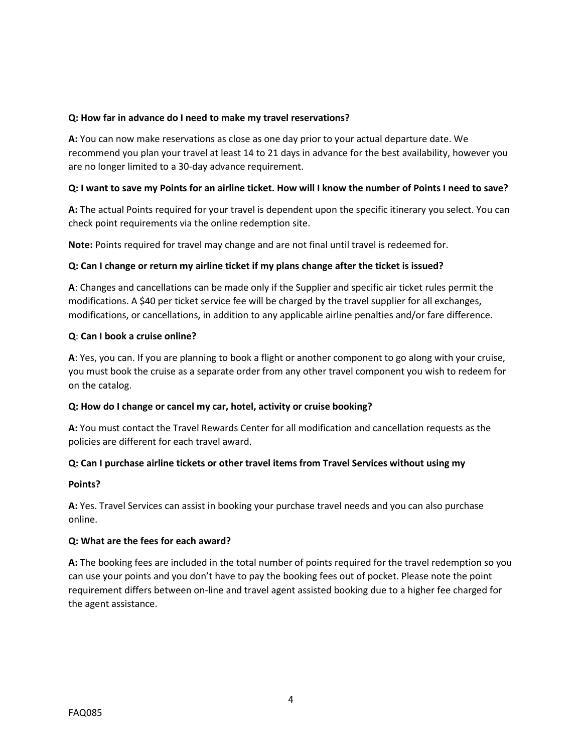**Q: How far in advance do I need to make my travel reservations?**

**A:** You can now make reservations as close as one day prior to your actual departure date. We recommend you plan your travel at least 14 to 21 days in advance for the best availability, however you are no longer limited to a 30-day advance requirement.

**Q: I want to save my Points for an airline ticket. How will I know the number of Points I need to save?**

**A:** The actual Points required for your travel is dependent upon the specific itinerary you select. You can check point requirements via the online redemption site.

**Note:** Points required for travel may change and are not final until travel is redeemed for.

**Q: Can I change or return my airline ticket if my plans change after the ticket is issued?**

**A**: Changes and cancellations can be made only if the Supplier and specific air ticket rules permit the modifications. A $40 per ticket service fee will be charged by the travel supplier for all exchanges, modifications, or cancellations, in addition to any applicable airline penalties and/or fare difference.

**Q**: **Can I book a cruise online?**

**A**: Yes, you can. If you are planning to book a flight or another component to go along with your cruise, you must book the cruise as a separate order from any other travel component you wish to redeem for on the catalog.

**Q: How do I change or cancel my car, hotel, activity or cruise booking?**

**A:** You must contact the Travel Rewards Center for all modification and cancellation requests as the policies are different for each travel award.

**Q: Can I purchase airline tickets or other travel items from Travel Services without using my Points?**

**A:** Yes. Travel Services can assist in booking your purchase travel needs and you can also purchase online.

**Q: What are the fees for each award?**

**A:** The booking fees are included in the total number of points required for the travel redemption so you can use your points and you don't have to pay the booking fees out of pocket. Please note the point requirement differs between on-line and travel agent assisted booking due to a higher fee charged for the agent assistance.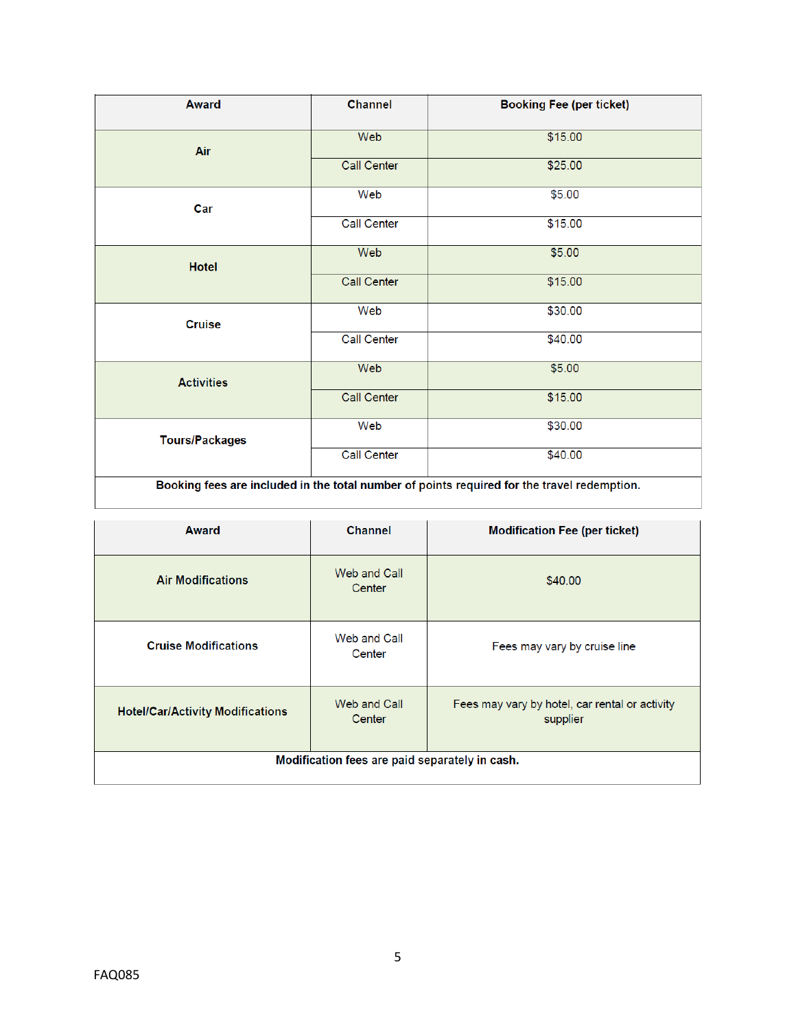| Award | Channel | Booking Fee (per ticket) |
|---|---|---|
| Air | Web | $15.00 |
| | Call Center | $25.00 |
| Car | Web | $5.00 |
| | Call Center | $15.00 |
| Hotel | Web | $5.00 |
| | Call Center | $15.00 |
| Cruise | Web | $30.00 |
| | Call Center | $40.00 |
| Activities | Web | $5.00 |
| | Call Center | $15.00 |
| Tours/Packages | Web | $30.00 |
| | Call Center | $40.00 |
| **Booking fees are included in the total number of points required for the travel redemption.** | | |

| Award | Channel | Modification Fee (per ticket) |
|---|---|---|
| Air Modifications | Web and Call Center | $40.00 |
| Cruise Modifications | Web and Call Center | Fees may vary by cruise line |
| Hotel/Car/Activity Modifications | Web and Call Center | Fees may vary by hotel, car rental or activity supplier |
| **Modification fees are paid separately in cash.** | | |

FAQ085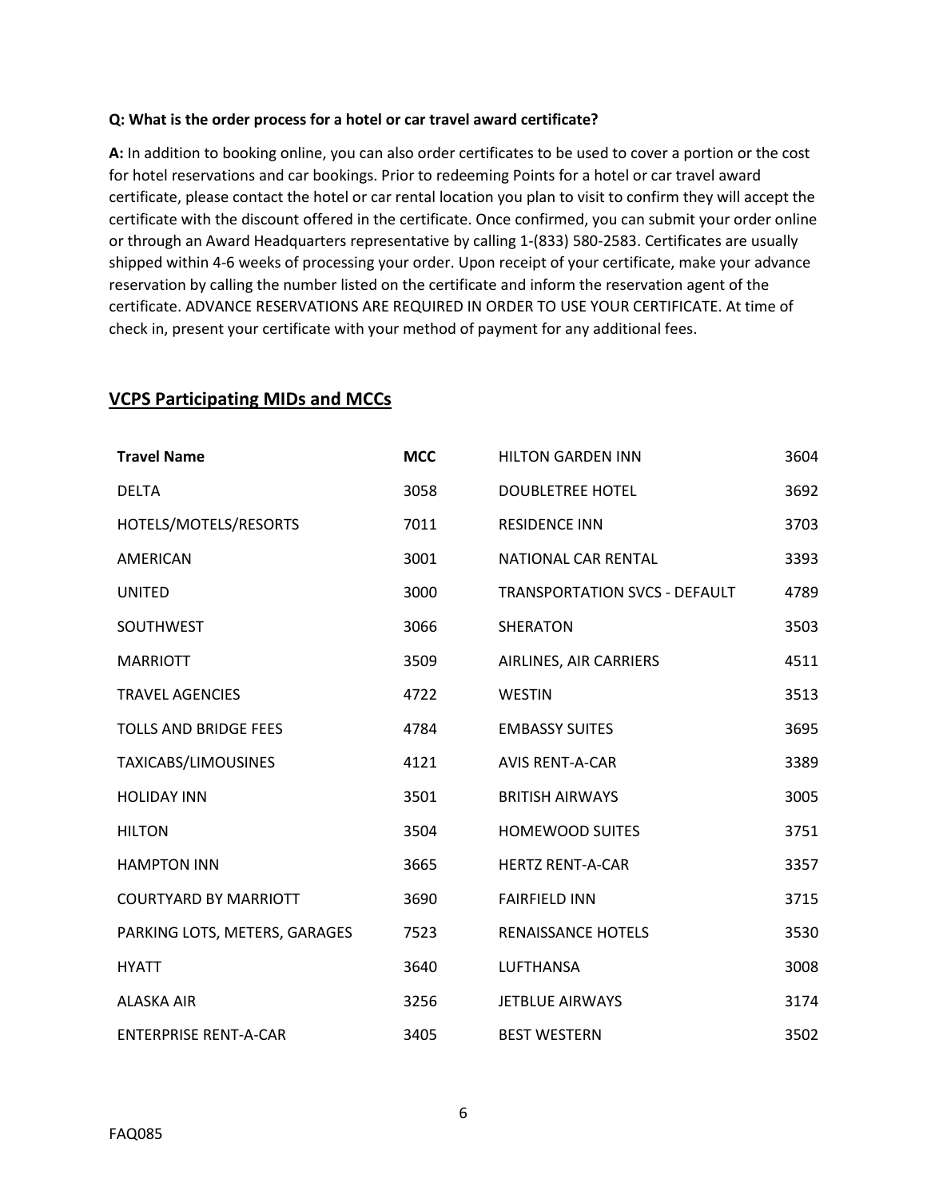**Q: What is the order process for a hotel or car travel award certificate?**

**A:** In addition to booking online, you can also order certificates to be used to cover a portion or the cost for hotel reservations and car bookings. Prior to redeeming Points for a hotel or car travel award certificate, please contact the hotel or car rental location you plan to visit to confirm they will accept the certificate with the discount offered in the certificate. Once confirmed, you can submit your order online or through an Award Headquarters representative by calling 1-(833) 580-2583. Certificates are usually shipped within 4-6 weeks of processing your order. Upon receipt of your certificate, make your advance reservation by calling the number listed on the certificate and inform the reservation agent of the certificate. ADVANCE RESERVATIONS ARE REQUIRED IN ORDER TO USE YOUR CERTIFICATE. At time of check in, present your certificate with your method of payment for any additional fees.

## VCPS Participating MIDs and MCCs

| Travel Name | MCC | | |
|---|---|---|---|
| DELTA | 3058 | HILTON GARDEN INN | 3604 |
| HOTELS/MOTELS/RESORTS | 7011 | DOUBLETREE HOTEL | 3692 |
| AMERICAN | 3001 | RESIDENCE INN | 3703 |
| UNITED | 3000 | NATIONAL CAR RENTAL | 3393 |
| SOUTHWEST | 3066 | TRANSPORTATION SVCS - DEFAULT | 4789 |
| MARRIOTT | 3509 | SHERATON | 3503 |
| TRAVEL AGENCIES | 4722 | AIRLINES, AIR CARRIERS | 4511 |
| TOLLS AND BRIDGE FEES | 4784 | WESTIN | 3513 |
| TAXICABS/LIMOUSINES | 4121 | EMBASSY SUITES | 3695 |
| HOLIDAY INN | 3501 | AVIS RENT-A-CAR | 3389 |
| HILTON | 3504 | BRITISH AIRWAYS | 3005 |
| HAMPTON INN | 3665 | HOMEWOOD SUITES | 3751 |
| COURTYARD BY MARRIOTT | 3690 | HERTZ RENT-A-CAR | 3357 |
| PARKING LOTS, METERS, GARAGES | 7523 | FAIRFIELD INN | 3715 |
| HYATT | 3640 | RENAISSANCE HOTELS | 3530 |
| ALASKA AIR | 3256 | LUFTHANSA | 3008 |
| ENTERPRISE RENT-A-CAR | 3405 | JETBLUE AIRWAYS | 3174 |
| | | BEST WESTERN | 3502 |

FAQ085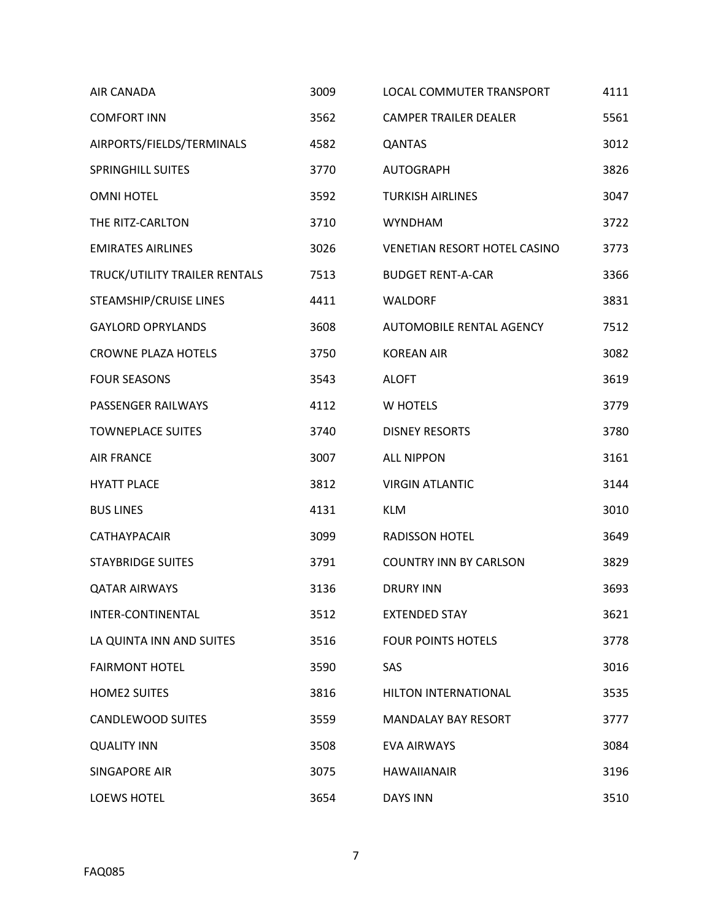| | | | |
|---|---|---|---|
| AIR CANADA | 3009 | LOCAL COMMUTER TRANSPORT | 4111 |
| COMFORT INN | 3562 | CAMPER TRAILER DEALER | 5561 |
| AIRPORTS/FIELDS/TERMINALS | 4582 | QANTAS | 3012 |
| SPRINGHILL SUITES | 3770 | AUTOGRAPH | 3826 |
| OMNI HOTEL | 3592 | TURKISH AIRLINES | 3047 |
| THE RITZ-CARLTON | 3710 | WYNDHAM | 3722 |
| EMIRATES AIRLINES | 3026 | VENETIAN RESORT HOTEL CASINO | 3773 |
| TRUCK/UTILITY TRAILER RENTALS | 7513 | BUDGET RENT-A-CAR | 3366 |
| STEAMSHIP/CRUISE LINES | 4411 | WALDORF | 3831 |
| GAYLORD OPRYLANDS | 3608 | AUTOMOBILE RENTAL AGENCY | 7512 |
| CROWNE PLAZA HOTELS | 3750 | KOREAN AIR | 3082 |
| FOUR SEASONS | 3543 | ALOFT | 3619 |
| PASSENGER RAILWAYS | 4112 | W HOTELS | 3779 |
| TOWNEPLACE SUITES | 3740 | DISNEY RESORTS | 3780 |
| AIR FRANCE | 3007 | ALL NIPPON | 3161 |
| HYATT PLACE | 3812 | VIRGIN ATLANTIC | 3144 |
| BUS LINES | 4131 | KLM | 3010 |
| CATHAYPACAIR | 3099 | RADISSON HOTEL | 3649 |
| STAYBRIDGE SUITES | 3791 | COUNTRY INN BY CARLSON | 3829 |
| QATAR AIRWAYS | 3136 | DRURY INN | 3693 |
| INTER-CONTINENTAL | 3512 | EXTENDED STAY | 3621 |
| LA QUINTA INN AND SUITES | 3516 | FOUR POINTS HOTELS | 3778 |
| FAIRMONT HOTEL | 3590 | SAS | 3016 |
| HOME2 SUITES | 3816 | HILTON INTERNATIONAL | 3535 |
| CANDLEWOOD SUITES | 3559 | MANDALAY BAY RESORT | 3777 |
| QUALITY INN | 3508 | EVA AIRWAYS | 3084 |
| SINGAPORE AIR | 3075 | HAWAIIANAIR | 3196 |
| LOEWS HOTEL | 3654 | DAYS INN | 3510 |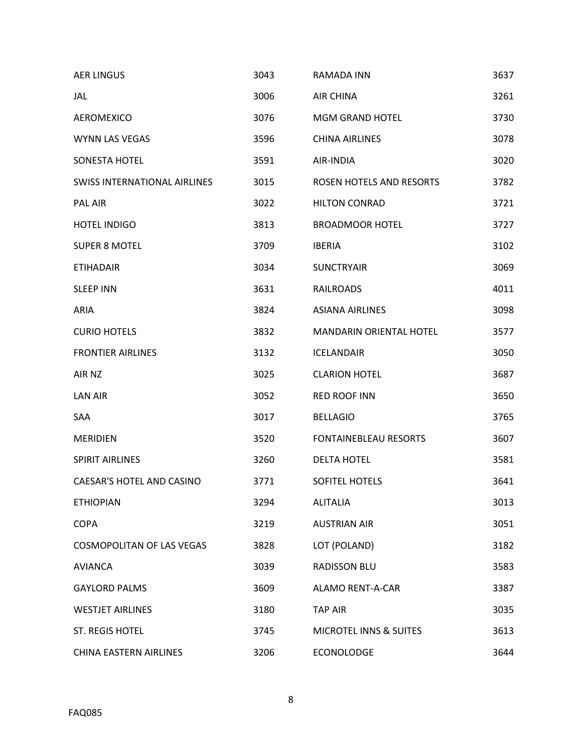| | | | |
|---|---|---|---|
| AER LINGUS | 3043 | RAMADA INN | 3637 |
| JAL | 3006 | AIR CHINA | 3261 |
| AEROMEXICO | 3076 | MGM GRAND HOTEL | 3730 |
| WYNN LAS VEGAS | 3596 | CHINA AIRLINES | 3078 |
| SONESTA HOTEL | 3591 | AIR-INDIA | 3020 |
| SWISS INTERNATIONAL AIRLINES | 3015 | ROSEN HOTELS AND RESORTS | 3782 |
| PAL AIR | 3022 | HILTON CONRAD | 3721 |
| HOTEL INDIGO | 3813 | BROADMOOR HOTEL | 3727 |
| SUPER 8 MOTEL | 3709 | IBERIA | 3102 |
| ETIHADAIR | 3034 | SUNCTRYAIR | 3069 |
| SLEEP INN | 3631 | RAILROADS | 4011 |
| ARIA | 3824 | ASIANA AIRLINES | 3098 |
| CURIO HOTELS | 3832 | MANDARIN ORIENTAL HOTEL | 3577 |
| FRONTIER AIRLINES | 3132 | ICELANDAIR | 3050 |
| AIR NZ | 3025 | CLARION HOTEL | 3687 |
| LAN AIR | 3052 | RED ROOF INN | 3650 |
| SAA | 3017 | BELLAGIO | 3765 |
| MERIDIEN | 3520 | FONTAINEBLEAU RESORTS | 3607 |
| SPIRIT AIRLINES | 3260 | DELTA HOTEL | 3581 |
| CAESAR'S HOTEL AND CASINO | 3771 | SOFITEL HOTELS | 3641 |
| ETHIOPIAN | 3294 | ALITALIA | 3013 |
| COPA | 3219 | AUSTRIAN AIR | 3051 |
| COSMOPOLITAN OF LAS VEGAS | 3828 | LOT (POLAND) | 3182 |
| AVIANCA | 3039 | RADISSON BLU | 3583 |
| GAYLORD PALMS | 3609 | ALAMO RENT-A-CAR | 3387 |
| WESTJET AIRLINES | 3180 | TAP AIR | 3035 |
| ST. REGIS HOTEL | 3745 | MICROTEL INNS & SUITES | 3613 |
| CHINA EASTERN AIRLINES | 3206 | ECONOLODGE | 3644 |

FAQ085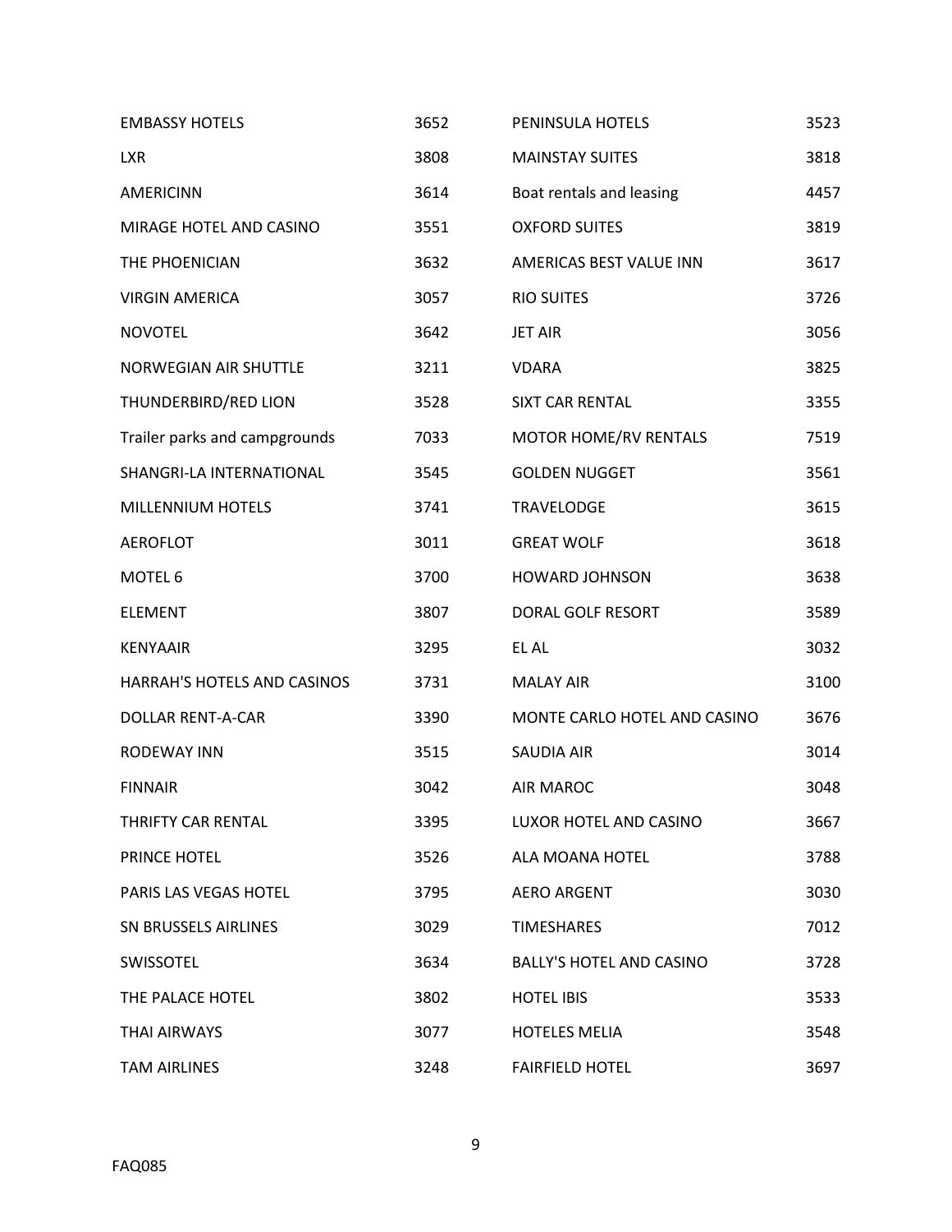| | | | |
|---|---|---|---|
| EMBASSY HOTELS | 3652 | PENINSULA HOTELS | 3523 |
| LXR | 3808 | MAINSTAY SUITES | 3818 |
| AMERICINN | 3614 | Boat rentals and leasing | 4457 |
| MIRAGE HOTEL AND CASINO | 3551 | OXFORD SUITES | 3819 |
| THE PHOENICIAN | 3632 | AMERICAS BEST VALUE INN | 3617 |
| VIRGIN AMERICA | 3057 | RIO SUITES | 3726 |
| NOVOTEL | 3642 | JET AIR | 3056 |
| NORWEGIAN AIR SHUTTLE | 3211 | VDARA | 3825 |
| THUNDERBIRD/RED LION | 3528 | SIXT CAR RENTAL | 3355 |
| Trailer parks and campgrounds | 7033 | MOTOR HOME/RV RENTALS | 7519 |
| SHANGRI-LA INTERNATIONAL | 3545 | GOLDEN NUGGET | 3561 |
| MILLENNIUM HOTELS | 3741 | TRAVELODGE | 3615 |
| AEROFLOT | 3011 | GREAT WOLF | 3618 |
| MOTEL 6 | 3700 | HOWARD JOHNSON | 3638 |
| ELEMENT | 3807 | DORAL GOLF RESORT | 3589 |
| KENYAAIR | 3295 | EL AL | 3032 |
| HARRAH'S HOTELS AND CASINOS | 3731 | MALAY AIR | 3100 |
| DOLLAR RENT-A-CAR | 3390 | MONTE CARLO HOTEL AND CASINO | 3676 |
| RODEWAY INN | 3515 | SAUDIA AIR | 3014 |
| FINNAIR | 3042 | AIR MAROC | 3048 |
| THRIFTY CAR RENTAL | 3395 | LUXOR HOTEL AND CASINO | 3667 |
| PRINCE HOTEL | 3526 | ALA MOANA HOTEL | 3788 |
| PARIS LAS VEGAS HOTEL | 3795 | AERO ARGENT | 3030 |
| SN BRUSSELS AIRLINES | 3029 | TIMESHARES | 7012 |
| SWISSOTEL | 3634 | BALLY'S HOTEL AND CASINO | 3728 |
| THE PALACE HOTEL | 3802 | HOTEL IBIS | 3533 |
| THAI AIRWAYS | 3077 | HOTELES MELIA | 3548 |
| TAM AIRLINES | 3248 | FAIRFIELD HOTEL | 3697 |

FAQ085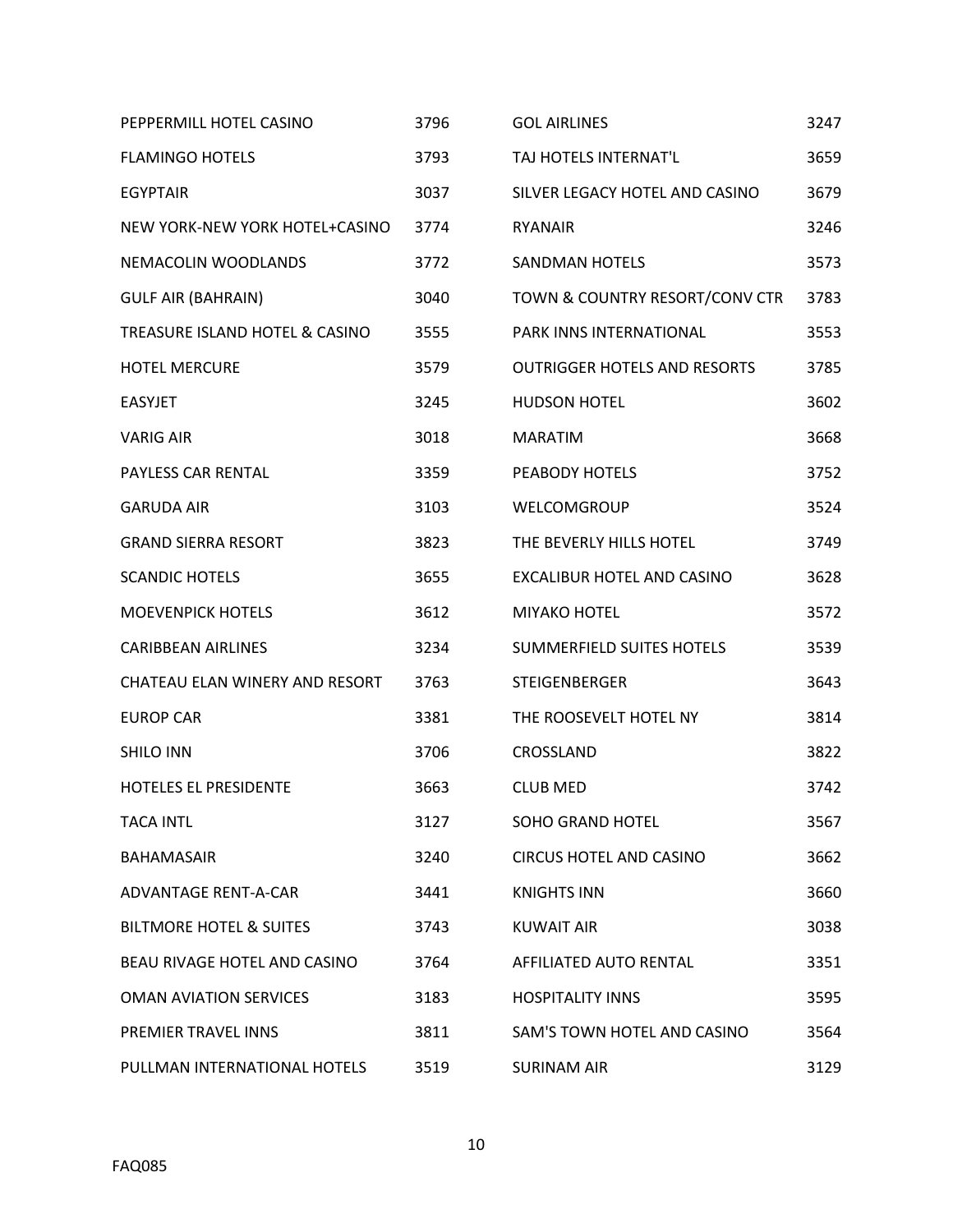| | | | |
|---|---|---|---|
| PEPPERMILL HOTEL CASINO | 3796 | GOL AIRLINES | 3247 |
| FLAMINGO HOTELS | 3793 | TAJ HOTELS INTERNAT'L | 3659 |
| EGYPTAIR | 3037 | SILVER LEGACY HOTEL AND CASINO | 3679 |
| NEW YORK-NEW YORK HOTEL+CASINO | 3774 | RYANAIR | 3246 |
| NEMACOLIN WOODLANDS | 3772 | SANDMAN HOTELS | 3573 |
| GULF AIR (BAHRAIN) | 3040 | TOWN & COUNTRY RESORT/CONV CTR | 3783 |
| TREASURE ISLAND HOTEL & CASINO | 3555 | PARK INNS INTERNATIONAL | 3553 |
| HOTEL MERCURE | 3579 | OUTRIGGER HOTELS AND RESORTS | 3785 |
| EASYJET | 3245 | HUDSON HOTEL | 3602 |
| VARIG AIR | 3018 | MARATIM | 3668 |
| PAYLESS CAR RENTAL | 3359 | PEABODY HOTELS | 3752 |
| GARUDA AIR | 3103 | WELCOMGROUP | 3524 |
| GRAND SIERRA RESORT | 3823 | THE BEVERLY HILLS HOTEL | 3749 |
| SCANDIC HOTELS | 3655 | EXCALIBUR HOTEL AND CASINO | 3628 |
| MOEVENPICK HOTELS | 3612 | MIYAKO HOTEL | 3572 |
| CARIBBEAN AIRLINES | 3234 | SUMMERFIELD SUITES HOTELS | 3539 |
| CHATEAU ELAN WINERY AND RESORT | 3763 | STEIGENBERGER | 3643 |
| EUROP CAR | 3381 | THE ROOSEVELT HOTEL NY | 3814 |
| SHILO INN | 3706 | CROSSLAND | 3822 |
| HOTELES EL PRESIDENTE | 3663 | CLUB MED | 3742 |
| TACA INTL | 3127 | SOHO GRAND HOTEL | 3567 |
| BAHAMASAIR | 3240 | CIRCUS HOTEL AND CASINO | 3662 |
| ADVANTAGE RENT-A-CAR | 3441 | KNIGHTS INN | 3660 |
| BILTMORE HOTEL & SUITES | 3743 | KUWAIT AIR | 3038 |
| BEAU RIVAGE HOTEL AND CASINO | 3764 | AFFILIATED AUTO RENTAL | 3351 |
| OMAN AVIATION SERVICES | 3183 | HOSPITALITY INNS | 3595 |
| PREMIER TRAVEL INNS | 3811 | SAM'S TOWN HOTEL AND CASINO | 3564 |
| PULLMAN INTERNATIONAL HOTELS | 3519 | SURINAM AIR | 3129 |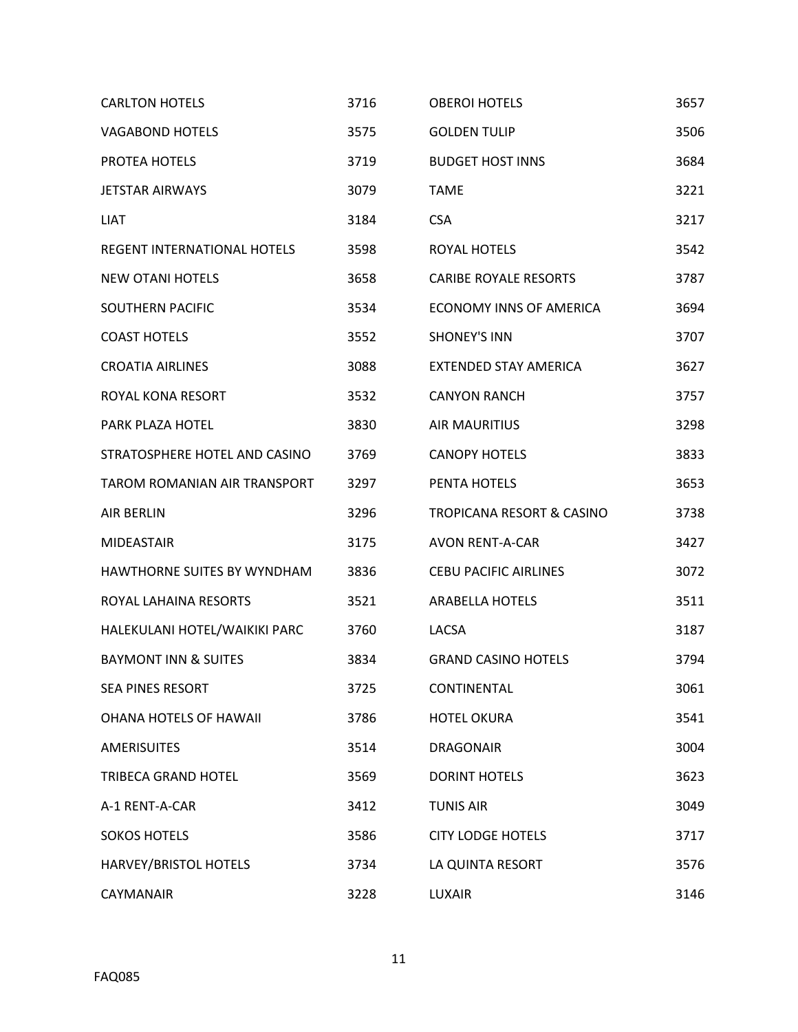| | | | |
|---|---|---|---|
| CARLTON HOTELS | 3716 | OBEROI HOTELS | 3657 |
| VAGABOND HOTELS | 3575 | GOLDEN TULIP | 3506 |
| PROTEA HOTELS | 3719 | BUDGET HOST INNS | 3684 |
| JETSTAR AIRWAYS | 3079 | TAME | 3221 |
| LIAT | 3184 | CSA | 3217 |
| REGENT INTERNATIONAL HOTELS | 3598 | ROYAL HOTELS | 3542 |
| NEW OTANI HOTELS | 3658 | CARIBE ROYALE RESORTS | 3787 |
| SOUTHERN PACIFIC | 3534 | ECONOMY INNS OF AMERICA | 3694 |
| COAST HOTELS | 3552 | SHONEY'S INN | 3707 |
| CROATIA AIRLINES | 3088 | EXTENDED STAY AMERICA | 3627 |
| ROYAL KONA RESORT | 3532 | CANYON RANCH | 3757 |
| PARK PLAZA HOTEL | 3830 | AIR MAURITIUS | 3298 |
| STRATOSPHERE HOTEL AND CASINO | 3769 | CANOPY HOTELS | 3833 |
| TAROM ROMANIAN AIR TRANSPORT | 3297 | PENTA HOTELS | 3653 |
| AIR BERLIN | 3296 | TROPICANA RESORT & CASINO | 3738 |
| MIDEASTAIR | 3175 | AVON RENT-A-CAR | 3427 |
| HAWTHORNE SUITES BY WYNDHAM | 3836 | CEBU PACIFIC AIRLINES | 3072 |
| ROYAL LAHAINA RESORTS | 3521 | ARABELLA HOTELS | 3511 |
| HALEKULANI HOTEL/WAIKIKI PARC | 3760 | LACSA | 3187 |
| BAYMONT INN & SUITES | 3834 | GRAND CASINO HOTELS | 3794 |
| SEA PINES RESORT | 3725 | CONTINENTAL | 3061 |
| OHANA HOTELS OF HAWAII | 3786 | HOTEL OKURA | 3541 |
| AMERISUITES | 3514 | DRAGONAIR | 3004 |
| TRIBECA GRAND HOTEL | 3569 | DORINT HOTELS | 3623 |
| A-1 RENT-A-CAR | 3412 | TUNIS AIR | 3049 |
| SOKOS HOTELS | 3586 | CITY LODGE HOTELS | 3717 |
| HARVEY/BRISTOL HOTELS | 3734 | LA QUINTA RESORT | 3576 |
| CAYMANAIR | 3228 | LUXAIR | 3146 |

FAQ085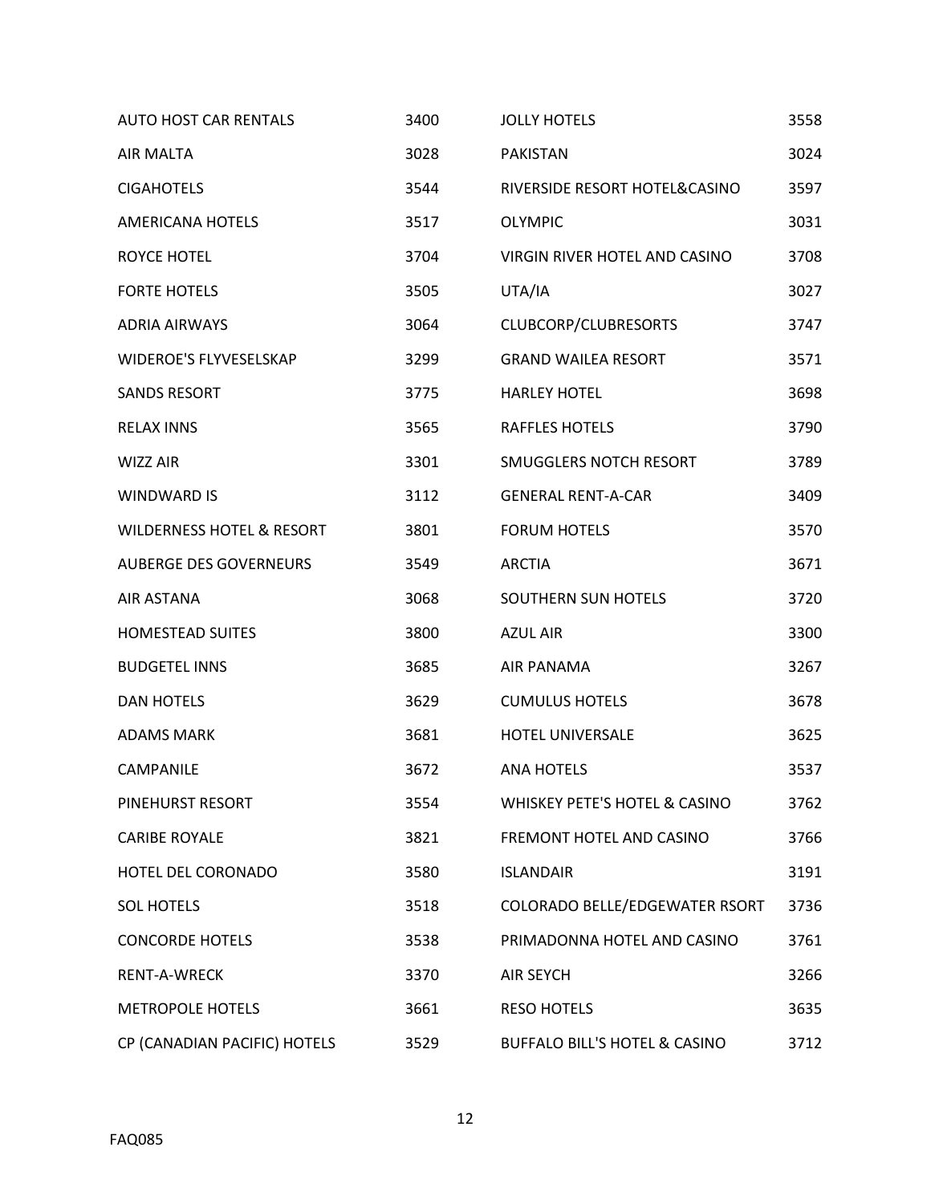| | | | |
|---|---|---|---|
| AUTO HOST CAR RENTALS | 3400 | JOLLY HOTELS | 3558 |
| AIR MALTA | 3028 | PAKISTAN | 3024 |
| CIGAHOTELS | 3544 | RIVERSIDE RESORT HOTEL&CASINO | 3597 |
| AMERICANA HOTELS | 3517 | OLYMPIC | 3031 |
| ROYCE HOTEL | 3704 | VIRGIN RIVER HOTEL AND CASINO | 3708 |
| FORTE HOTELS | 3505 | UTA/IA | 3027 |
| ADRIA AIRWAYS | 3064 | CLUBCORP/CLUBRESORTS | 3747 |
| WIDEROE'S FLYVESELSKAP | 3299 | GRAND WAILEA RESORT | 3571 |
| SANDS RESORT | 3775 | HARLEY HOTEL | 3698 |
| RELAX INNS | 3565 | RAFFLES HOTELS | 3790 |
| WIZZ AIR | 3301 | SMUGGLERS NOTCH RESORT | 3789 |
| WINDWARD IS | 3112 | GENERAL RENT-A-CAR | 3409 |
| WILDERNESS HOTEL & RESORT | 3801 | FORUM HOTELS | 3570 |
| AUBERGE DES GOVERNEURS | 3549 | ARCTIA | 3671 |
| AIR ASTANA | 3068 | SOUTHERN SUN HOTELS | 3720 |
| HOMESTEAD SUITES | 3800 | AZUL AIR | 3300 |
| BUDGETEL INNS | 3685 | AIR PANAMA | 3267 |
| DAN HOTELS | 3629 | CUMULUS HOTELS | 3678 |
| ADAMS MARK | 3681 | HOTEL UNIVERSALE | 3625 |
| CAMPANILE | 3672 | ANA HOTELS | 3537 |
| PINEHURST RESORT | 3554 | WHISKEY PETE'S HOTEL & CASINO | 3762 |
| CARIBE ROYALE | 3821 | FREMONT HOTEL AND CASINO | 3766 |
| HOTEL DEL CORONADO | 3580 | ISLANDAIR | 3191 |
| SOL HOTELS | 3518 | COLORADO BELLE/EDGEWATER RSORT | 3736 |
| CONCORDE HOTELS | 3538 | PRIMADONNA HOTEL AND CASINO | 3761 |
| RENT-A-WRECK | 3370 | AIR SEYCH | 3266 |
| METROPOLE HOTELS | 3661 | RESO HOTELS | 3635 |
| CP (CANADIAN PACIFIC) HOTELS | 3529 | BUFFALO BILL'S HOTEL & CASINO | 3712 |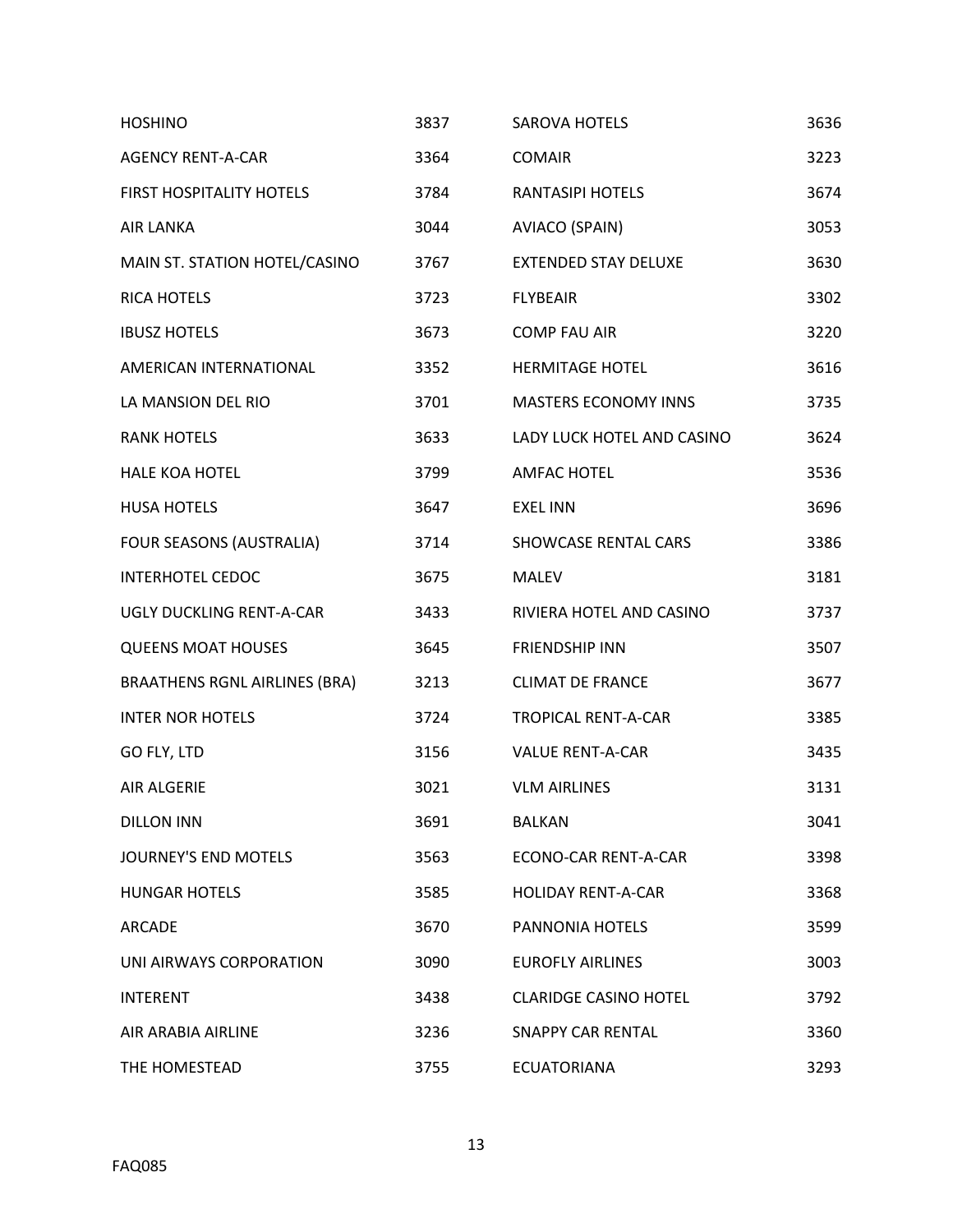| | | | |
|---|---|---|---|
| HOSHINO | 3837 | SAROVA HOTELS | 3636 |
| AGENCY RENT-A-CAR | 3364 | COMAIR | 3223 |
| FIRST HOSPITALITY HOTELS | 3784 | RANTASIPI HOTELS | 3674 |
| AIR LANKA | 3044 | AVIACO (SPAIN) | 3053 |
| MAIN ST. STATION HOTEL/CASINO | 3767 | EXTENDED STAY DELUXE | 3630 |
| RICA HOTELS | 3723 | FLYBEAIR | 3302 |
| IBUSZ HOTELS | 3673 | COMP FAU AIR | 3220 |
| AMERICAN INTERNATIONAL | 3352 | HERMITAGE HOTEL | 3616 |
| LA MANSION DEL RIO | 3701 | MASTERS ECONOMY INNS | 3735 |
| RANK HOTELS | 3633 | LADY LUCK HOTEL AND CASINO | 3624 |
| HALE KOA HOTEL | 3799 | AMFAC HOTEL | 3536 |
| HUSA HOTELS | 3647 | EXEL INN | 3696 |
| FOUR SEASONS (AUSTRALIA) | 3714 | SHOWCASE RENTAL CARS | 3386 |
| INTERHOTEL CEDOC | 3675 | MALEV | 3181 |
| UGLY DUCKLING RENT-A-CAR | 3433 | RIVIERA HOTEL AND CASINO | 3737 |
| QUEENS MOAT HOUSES | 3645 | FRIENDSHIP INN | 3507 |
| BRAATHENS RGNL AIRLINES (BRA) | 3213 | CLIMAT DE FRANCE | 3677 |
| INTER NOR HOTELS | 3724 | TROPICAL RENT-A-CAR | 3385 |
| GO FLY, LTD | 3156 | VALUE RENT-A-CAR | 3435 |
| AIR ALGERIE | 3021 | VLM AIRLINES | 3131 |
| DILLON INN | 3691 | BALKAN | 3041 |
| JOURNEY'S END MOTELS | 3563 | ECONO-CAR RENT-A-CAR | 3398 |
| HUNGAR HOTELS | 3585 | HOLIDAY RENT-A-CAR | 3368 |
| ARCADE | 3670 | PANNONIA HOTELS | 3599 |
| UNI AIRWAYS CORPORATION | 3090 | EUROFLY AIRLINES | 3003 |
| INTERENT | 3438 | CLARIDGE CASINO HOTEL | 3792 |
| AIR ARABIA AIRLINE | 3236 | SNAPPY CAR RENTAL | 3360 |
| THE HOMESTEAD | 3755 | ECUATORIANA | 3293 |

FAQ085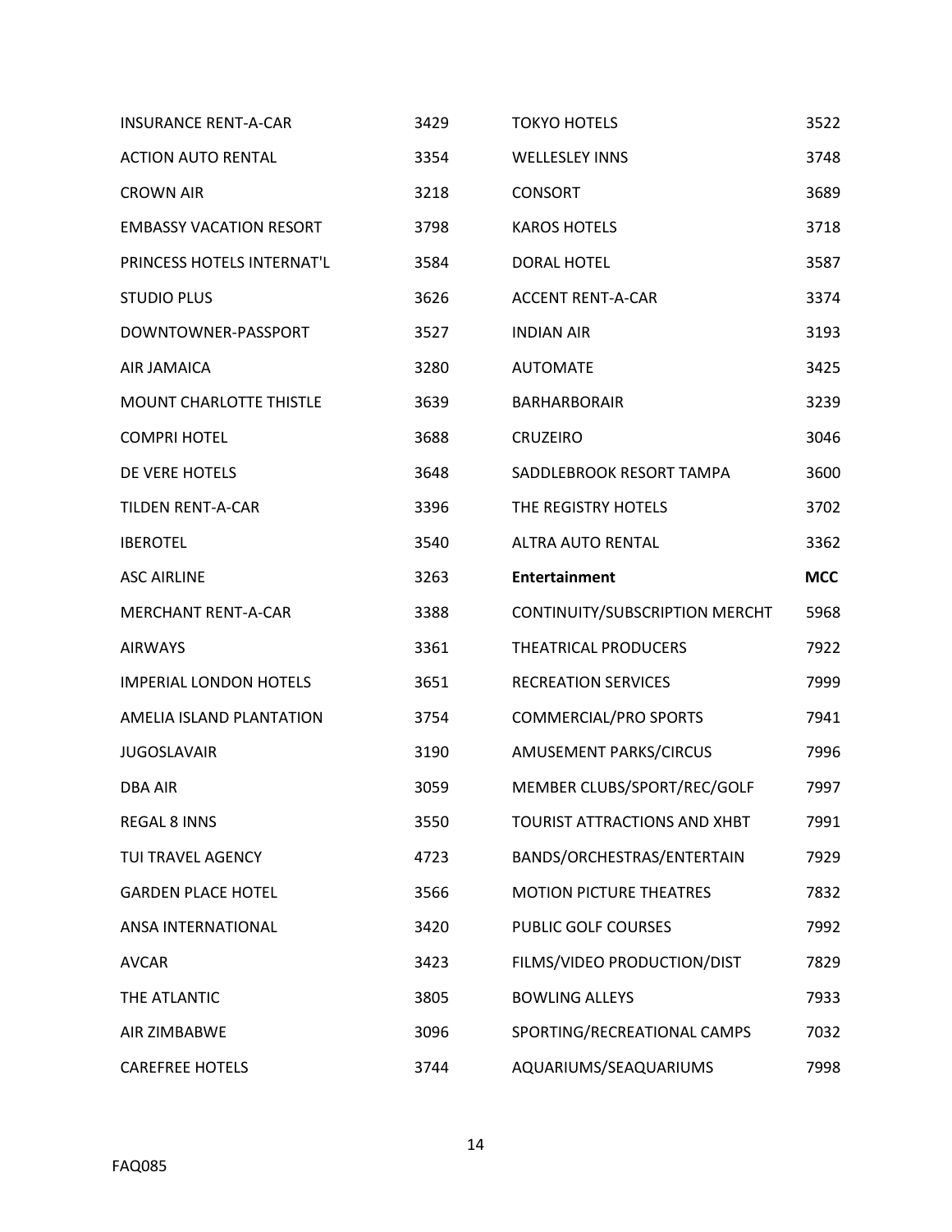| | |
|---|---|
| INSURANCE RENT-A-CAR | 3429 |
| ACTION AUTO RENTAL | 3354 |
| CROWN AIR | 3218 |
| EMBASSY VACATION RESORT | 3798 |
| PRINCESS HOTELS INTERNAT'L | 3584 |
| STUDIO PLUS | 3626 |
| DOWNTOWNER-PASSPORT | 3527 |
| AIR JAMAICA | 3280 |
| MOUNT CHARLOTTE THISTLE | 3639 |
| COMPRI HOTEL | 3688 |
| DE VERE HOTELS | 3648 |
| TILDEN RENT-A-CAR | 3396 |
| IBEROTEL | 3540 |
| ASC AIRLINE | 3263 |
| MERCHANT RENT-A-CAR | 3388 |
| AIRWAYS | 3361 |
| IMPERIAL LONDON HOTELS | 3651 |
| AMELIA ISLAND PLANTATION | 3754 |
| JUGOSLAVAIR | 3190 |
| DBA AIR | 3059 |
| REGAL 8 INNS | 3550 |
| TUI TRAVEL AGENCY | 4723 |
| GARDEN PLACE HOTEL | 3566 |
| ANSA INTERNATIONAL | 3420 |
| AVCAR | 3423 |
| THE ATLANTIC | 3805 |
| AIR ZIMBABWE | 3096 |
| CAREFREE HOTELS | 3744 |
| TOKYO HOTELS | 3522 |
| WELLESLEY INNS | 3748 |
| CONSORT | 3689 |
| KAROS HOTELS | 3718 |
| DORAL HOTEL | 3587 |
| ACCENT RENT-A-CAR | 3374 |
| INDIAN AIR | 3193 |
| AUTOMATE | 3425 |
| BARHARBORAIR | 3239 |
| CRUZEIRO | 3046 |
| SADDLEBROOK RESORT TAMPA | 3600 |
| THE REGISTRY HOTELS | 3702 |
| ALTRA AUTO RENTAL | 3362 |

| **Entertainment** | **MCC** |
|---|---|
| CONTINUITY/SUBSCRIPTION MERCHT | 5968 |
| THEATRICAL PRODUCERS | 7922 |
| RECREATION SERVICES | 7999 |
| COMMERCIAL/PRO SPORTS | 7941 |
| AMUSEMENT PARKS/CIRCUS | 7996 |
| MEMBER CLUBS/SPORT/REC/GOLF | 7997 |
| TOURIST ATTRACTIONS AND XHBT | 7991 |
| BANDS/ORCHESTRAS/ENTERTAIN | 7929 |
| MOTION PICTURE THEATRES | 7832 |
| PUBLIC GOLF COURSES | 7992 |
| FILMS/VIDEO PRODUCTION/DIST | 7829 |
| BOWLING ALLEYS | 7933 |
| SPORTING/RECREATIONAL CAMPS | 7032 |
| AQUARIUMS/SEAQUARIUMS | 7998 |

FAQ085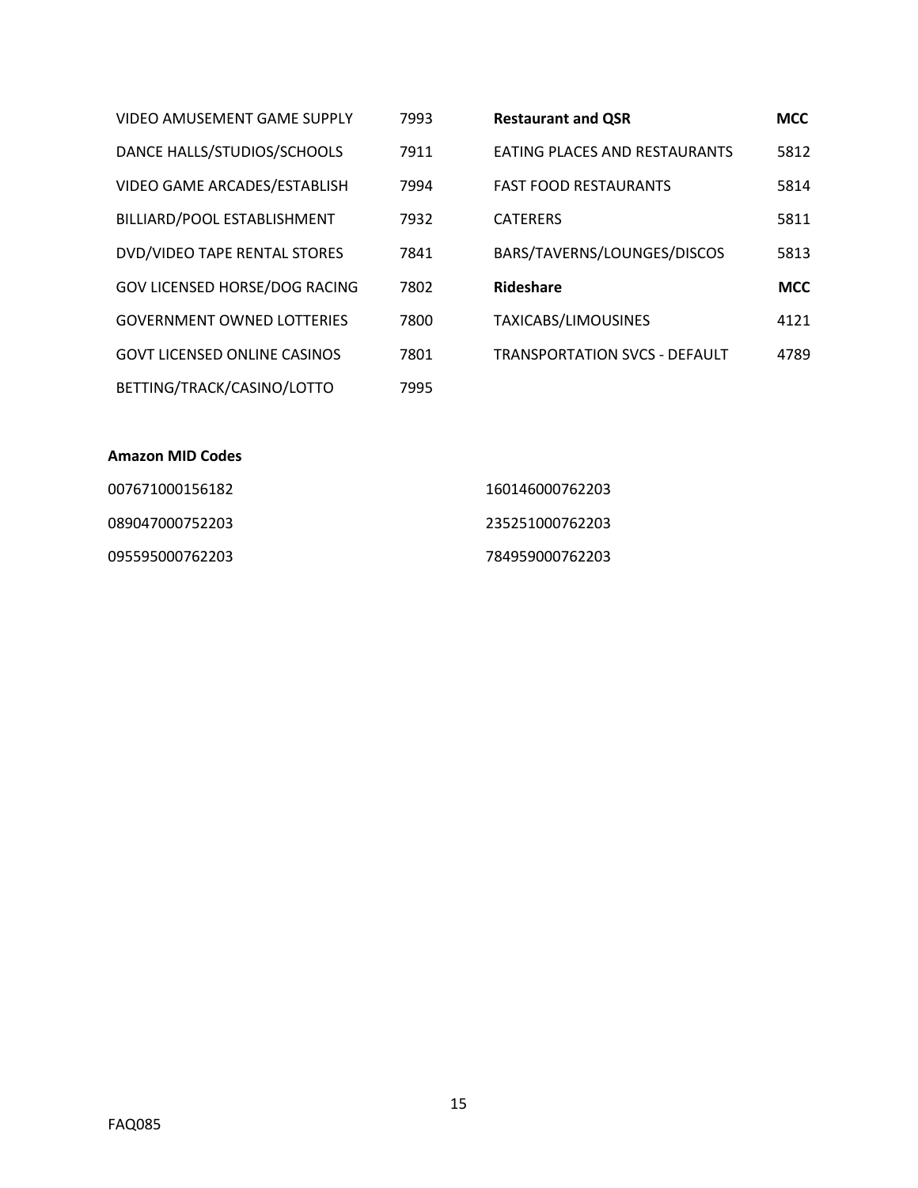| | |
|---|---|
| VIDEO AMUSEMENT GAME SUPPLY | 7993 |
| DANCE HALLS/STUDIOS/SCHOOLS | 7911 |
| VIDEO GAME ARCADES/ESTABLISH | 7994 |
| BILLIARD/POOL ESTABLISHMENT | 7932 |
| DVD/VIDEO TAPE RENTAL STORES | 7841 |
| GOV LICENSED HORSE/DOG RACING | 7802 |
| GOVERNMENT OWNED LOTTERIES | 7800 |
| GOVT LICENSED ONLINE CASINOS | 7801 |
| BETTING/TRACK/CASINO/LOTTO | 7995 |

| **Restaurant and QSR** | **MCC** |
|---|---|
| EATING PLACES AND RESTAURANTS | 5812 |
| FAST FOOD RESTAURANTS | 5814 |
| CATERERS | 5811 |
| BARS/TAVERNS/LOUNGES/DISCOS | 5813 |

| **Rideshare** | **MCC** |
|---|---|
| TAXICABS/LIMOUSINES | 4121 |
| TRANSPORTATION SVCS - DEFAULT | 4789 |

**Amazon MID Codes**

| | |
|---|---|
| 007671000156182 | 160146000762203 |
| 089047000752203 | 235251000762203 |
| 095595000762203 | 784959000762203 |

FAQ085